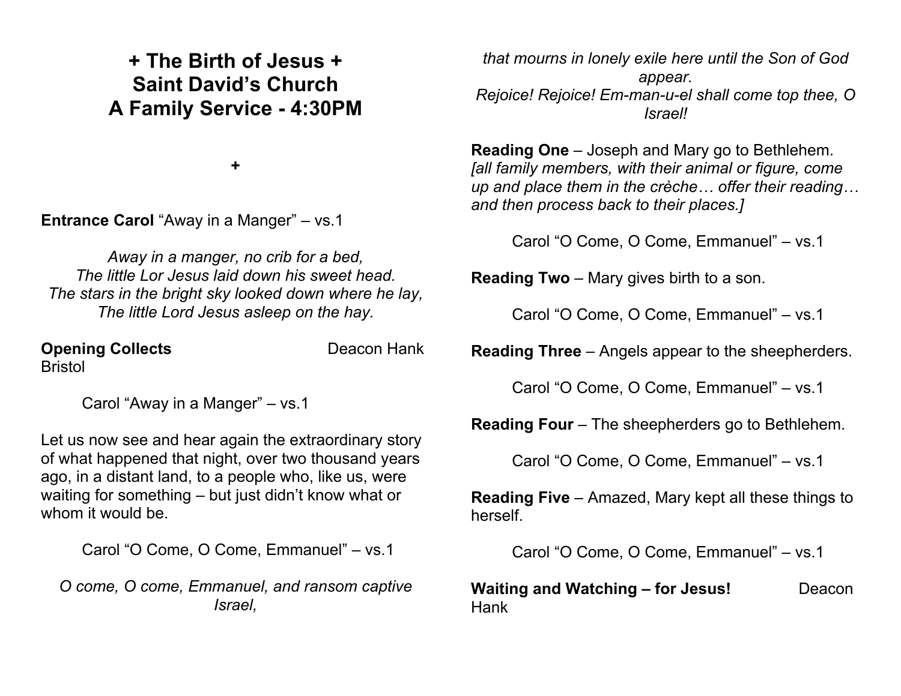# + The Birth of Jesus +
# Saint David's Church
# A Family Service - 4:30PM

+

**Entrance Carol** "Away in a Manger" – vs.1

*Away in a manger, no crib for a bed,*
*The little Lor Jesus laid down his sweet head.*
*The stars in the bright sky looked down where he lay,*
*The little Lord Jesus asleep on the hay.*

**Opening Collects** Deacon Hank Bristol

Carol "Away in a Manger" – vs.1

Let us now see and hear again the extraordinary story of what happened that night, over two thousand years ago, in a distant land, to a people who, like us, were waiting for something – but just didn't know what or whom it would be.

Carol "O Come, O Come, Emmanuel" – vs.1

*O come, O come, Emmanuel, and ransom captive Israel,*
*that mourns in lonely exile here until the Son of God appear.*
*Rejoice! Rejoice! Em-man-u-el shall come top thee, O Israel!*

**Reading One** – Joseph and Mary go to Bethlehem.
*[all family members, with their animal or figure, come up and place them in the crèche… offer their reading… and then process back to their places.]*

Carol "O Come, O Come, Emmanuel" – vs.1

**Reading Two** – Mary gives birth to a son.

Carol "O Come, O Come, Emmanuel" – vs.1

**Reading Three** – Angels appear to the sheepherders.

Carol "O Come, O Come, Emmanuel" – vs.1

**Reading Four** – The sheepherders go to Bethlehem.

Carol "O Come, O Come, Emmanuel" – vs.1

**Reading Five** – Amazed, Mary kept all these things to herself.

Carol "O Come, O Come, Emmanuel" – vs.1

**Waiting and Watching – for Jesus!** Deacon Hank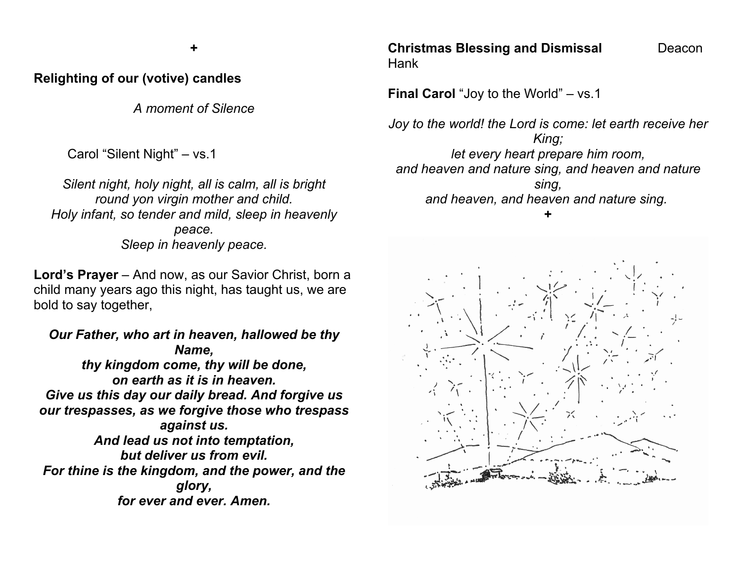+

**Relighting of our (votive) candles**

*A moment of Silence*

Carol "Silent Night" – vs.1

*Silent night, holy night, all is calm, all is bright*
*round yon virgin mother and child.*
*Holy infant, so tender and mild, sleep in heavenly peace.*
*Sleep in heavenly peace.*

**Lord's Prayer** – And now, as our Savior Christ, born a child many years ago this night, has taught us, we are bold to say together,

***Our Father, who art in heaven, hallowed be thy Name,***
***thy kingdom come, thy will be done,***
***on earth as it is in heaven.***
***Give us this day our daily bread. And forgive us our trespasses, as we forgive those who trespass against us.***
***And lead us not into temptation,***
***but deliver us from evil.***
***For thine is the kingdom, and the power, and the glory,***
***for ever and ever. Amen.***

**Christmas Blessing and Dismissal** Deacon Hank

**Final Carol** "Joy to the World" – vs.1

*Joy to the world! the Lord is come: let earth receive her King;*
*let every heart prepare him room,*
*and heaven and nature sing, and heaven and nature sing,*
*and heaven, and heaven and nature sing.*

+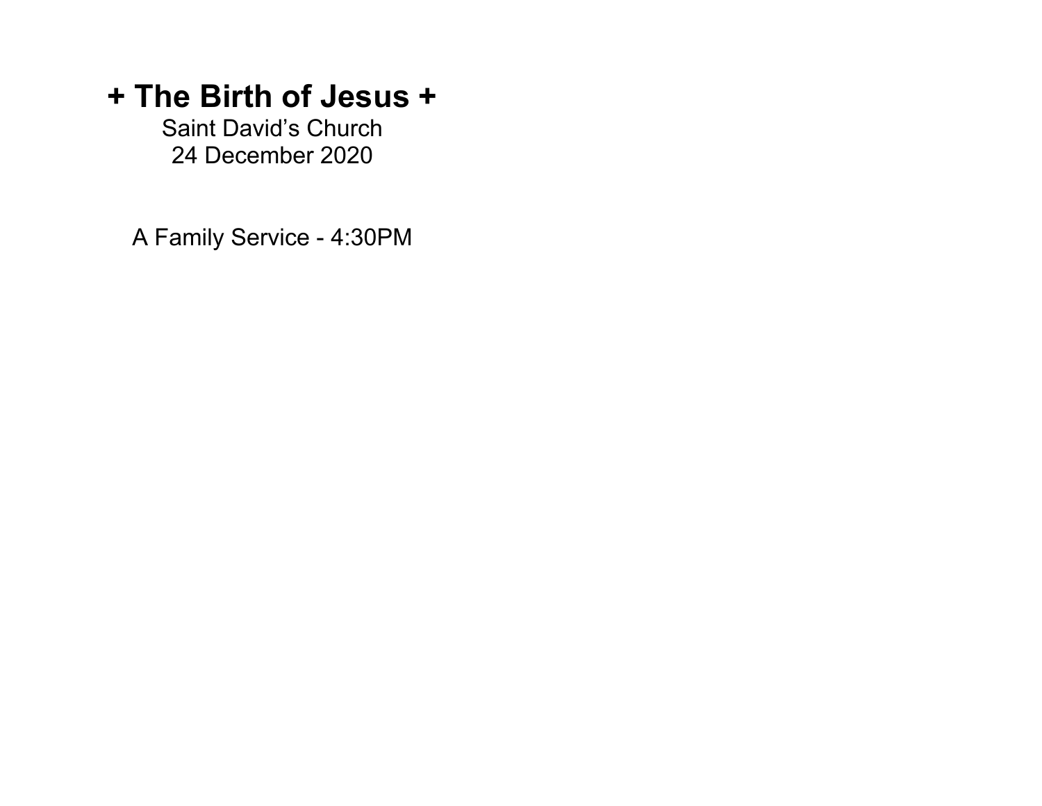# + The Birth of Jesus +

Saint David's Church

24 December 2020

A Family Service - 4:30PM